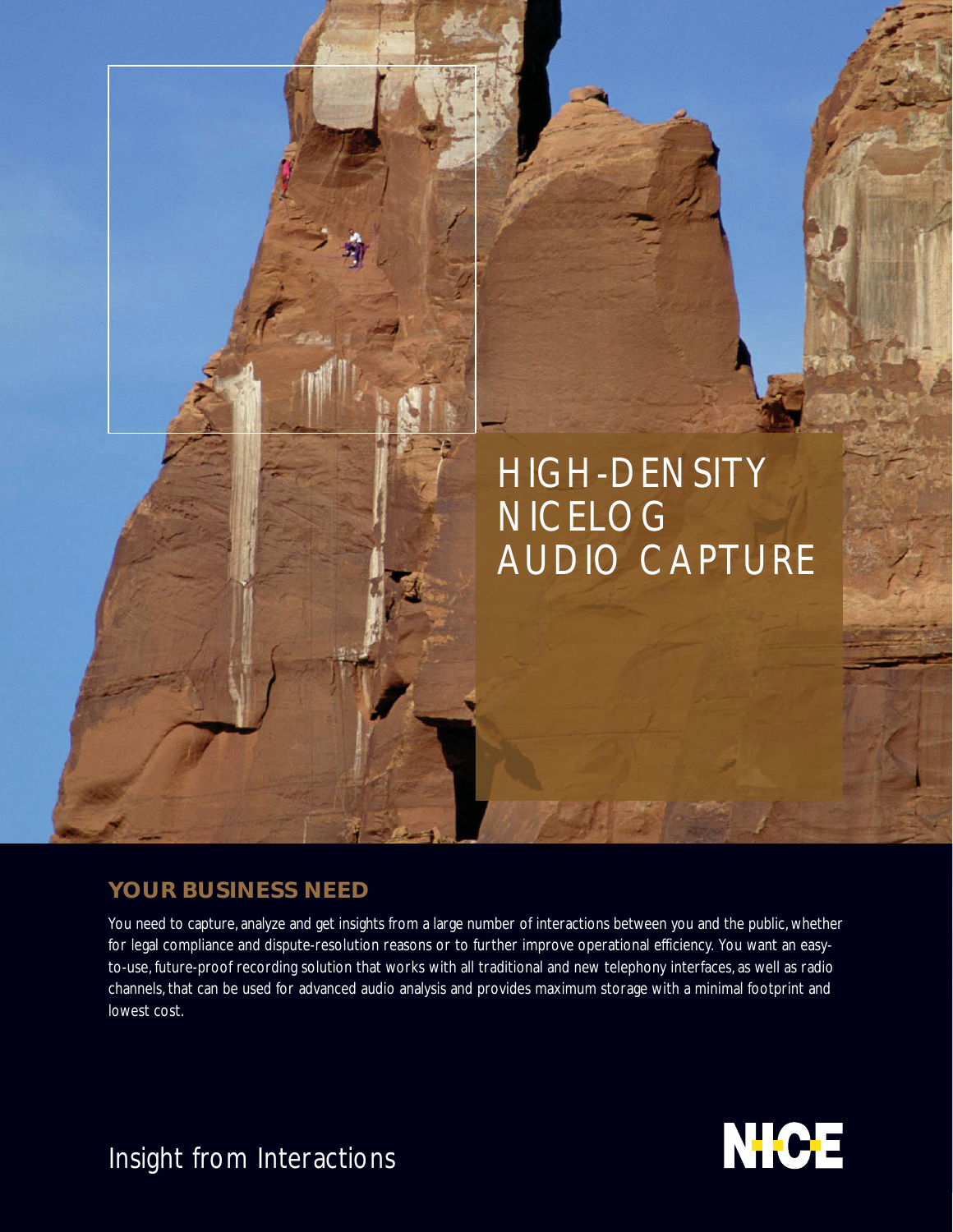# HIGH-DENSITY NICELOG AUDIO CAPTURE

## YOUR BUSINESS NEED

You need to capture, analyze and get insights from a large number of interactions between you and the public, whether for legal compliance and dispute-resolution reasons or to further improve operational efficiency. You want an easy-to-use, future-proof recording solution that works with all traditional and new telephony interfaces, as well as radio channels, that can be used for advanced audio analysis and provides maximum storage with a minimal footprint and lowest cost.

Insight from Interactions

NICE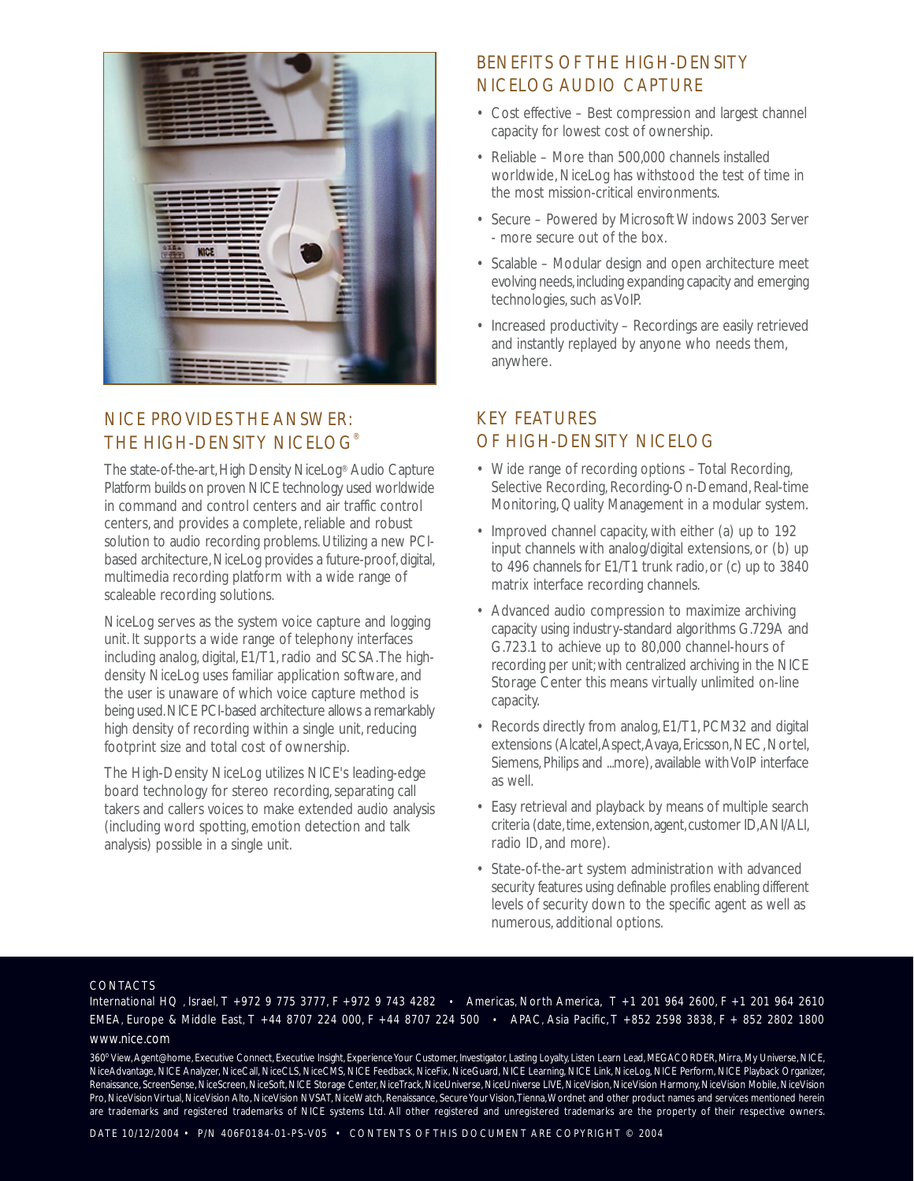## NICE PROVIDES THE ANSWER: THE HIGH-DENSITY NICELOG®

The state-of-the-art, High Density NiceLog® Audio Capture Platform builds on proven NICE technology used worldwide in command and control centers and air traffic control centers, and provides a complete, reliable and robust solution to audio recording problems. Utilizing a new PCI-based architecture, NiceLog provides a future-proof, digital, multimedia recording platform with a wide range of scaleable recording solutions.

NiceLog serves as the system voice capture and logging unit. It supports a wide range of telephony interfaces including analog, digital, E1/T1, radio and SCSA. The high-density NiceLog uses familiar application software, and the user is unaware of which voice capture method is being used. NICE PCI-based architecture allows a remarkably high density of recording within a single unit, reducing footprint size and total cost of ownership.

The High-Density NiceLog utilizes NICE's leading-edge board technology for stereo recording, separating call takers and callers voices to make extended audio analysis (including word spotting, emotion detection and talk analysis) possible in a single unit.

## BENEFITS OF THE HIGH-DENSITY NICELOG AUDIO CAPTURE

- Cost effective – Best compression and largest channel capacity for lowest cost of ownership.
- Reliable – More than 500,000 channels installed worldwide, NiceLog has withstood the test of time in the most mission-critical environments.
- Secure – Powered by Microsoft Windows 2003 Server - more secure out of the box.
- Scalable – Modular design and open architecture meet evolving needs, including expanding capacity and emerging technologies, such as VoIP.
- Increased productivity – Recordings are easily retrieved and instantly replayed by anyone who needs them, anywhere.

## KEY FEATURES OF HIGH-DENSITY NICELOG

- Wide range of recording options – Total Recording, Selective Recording, Recording-On-Demand, Real-time Monitoring, Quality Management in a modular system.
- Improved channel capacity, with either (a) up to 192 input channels with analog/digital extensions, or (b) up to 496 channels for E1/T1 trunk radio, or (c) up to 3840 matrix interface recording channels.
- Advanced audio compression to maximize archiving capacity using industry-standard algorithms G.729A and G.723.1 to achieve up to 80,000 channel-hours of recording per unit; with centralized archiving in the NICE Storage Center this means virtually unlimited on-line capacity.
- Records directly from analog, E1/T1, PCM32 and digital extensions (Alcatel, Aspect, Avaya, Ericsson, NEC, Nortel, Siemens, Philips and ...more), available with VoIP interface as well.
- Easy retrieval and playback by means of multiple search criteria (date, time, extension, agent, customer ID, ANI/ALI, radio ID, and more).
- State-of-the-art system administration with advanced security features using definable profiles enabling different levels of security down to the specific agent as well as numerous, additional options.

CONTACTS

International HQ , Israel, T +972 9 775 3777, F +972 9 743 4282 • Americas, North America, T +1 201 964 2600, F +1 201 964 2610
EMEA, Europe & Middle East, T +44 8707 224 000, F +44 8707 224 500 • APAC, Asia Pacific, T +852 2598 3838, F + 852 2802 1800

www.nice.com

360° View, Agent@home, Executive Connect, Executive Insight, Experience Your Customer, Investigator, Lasting Loyalty, Listen Learn Lead, MEGACORDER, Mirra, My Universe, NICE, NiceAdvantage, NICE Analyzer, NiceCall, NiceCLS, NiceCMS, NICE Feedback, NiceFix, NiceGuard, NICE Learning, NICE Link, NiceLog, NICE Perform, NICE Playback Organizer, Renaissance, ScreenSense, NiceScreen, NiceSoft, NICE Storage Center, NiceTrack, NiceUniverse, NiceUniverse LIVE, NiceVision, NiceVision Harmony, NiceVision Mobile, NiceVision Pro, NiceVision Virtual, NiceVision Alto, NiceVision NVSAT, NiceWatch, Renaissance, Secure Your Vision, Tienna, Wordnet and other product names and services mentioned herein are trademarks and registered trademarks of NICE systems Ltd. All other registered and unregistered trademarks are the property of their respective owners.

DATE 10/12/2004 • P/N 406F0184-01-PS-V05 • CONTENTS OF THIS DOCUMENT ARE COPYRIGHT © 2004